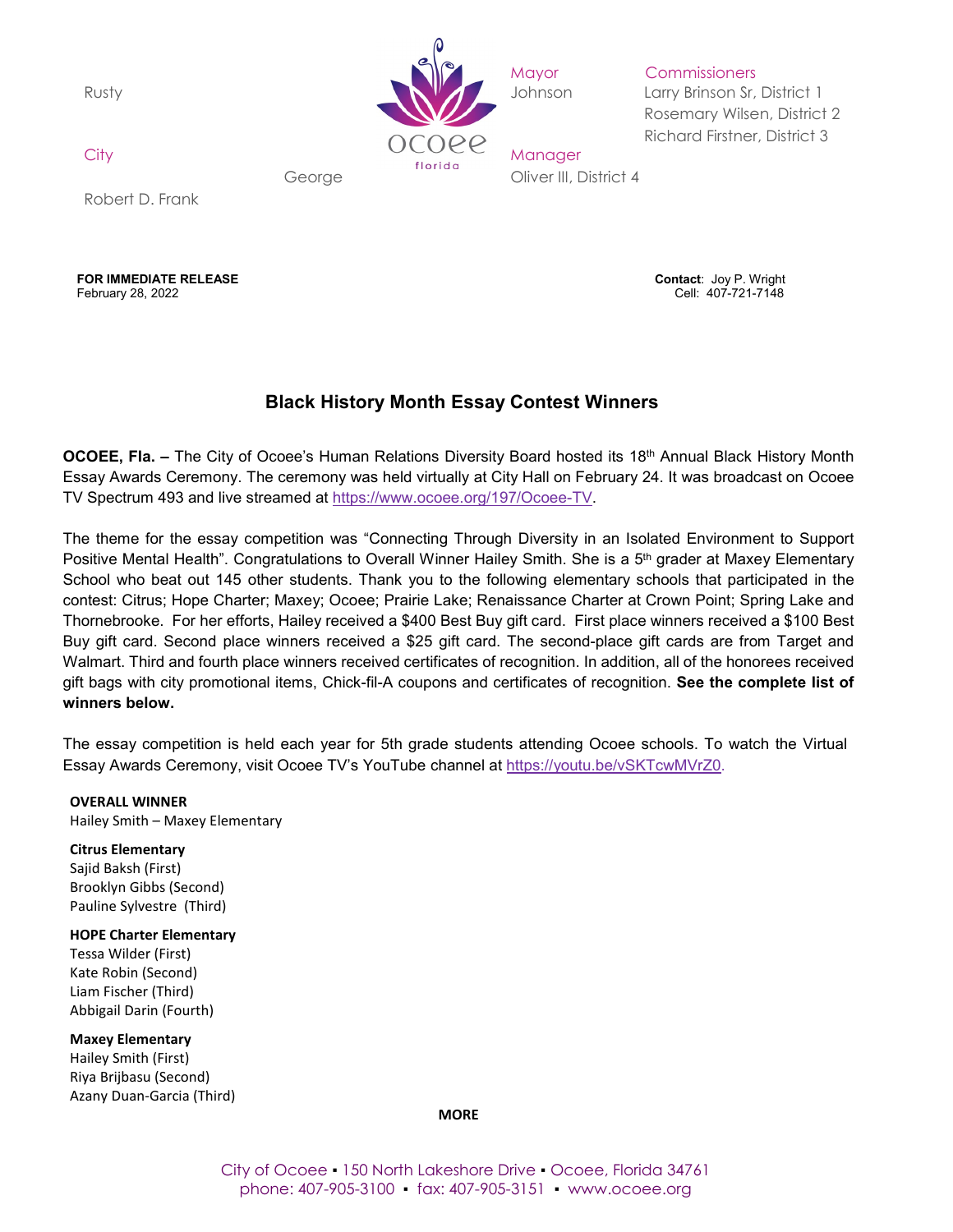Mayor Rusty Johnson

Commissioners
Larry Brinson Sr, District 1
Rosemary Wilsen, District 2
Richard Firstner, District 3
George Oliver III, District 4

City Manager
Robert D. Frank

**FOR IMMEDIATE RELEASE**
February 28, 2022

**Contact**: Joy P. Wright
Cell: 407-721-7148

# Black History Month Essay Contest Winners

**OCOEE, Fla. –** The City of Ocoee's Human Relations Diversity Board hosted its 18th Annual Black History Month Essay Awards Ceremony. The ceremony was held virtually at City Hall on February 24. It was broadcast on Ocoee TV Spectrum 493 and live streamed at https://www.ocoee.org/197/Ocoee-TV.

The theme for the essay competition was "Connecting Through Diversity in an Isolated Environment to Support Positive Mental Health". Congratulations to Overall Winner Hailey Smith. She is a 5th grader at Maxey Elementary School who beat out 145 other students. Thank you to the following elementary schools that participated in the contest: Citrus; Hope Charter; Maxey; Ocoee; Prairie Lake; Renaissance Charter at Crown Point; Spring Lake and Thornebrooke. For her efforts, Hailey received a $400 Best Buy gift card. First place winners received a $100 Best Buy gift card. Second place winners received a $25 gift card. The second-place gift cards are from Target and Walmart. Third and fourth place winners received certificates of recognition. In addition, all of the honorees received gift bags with city promotional items, Chick-fil-A coupons and certificates of recognition. **See the complete list of winners below.**

The essay competition is held each year for 5th grade students attending Ocoee schools. To watch the Virtual Essay Awards Ceremony, visit Ocoee TV's YouTube channel at https://youtu.be/vSKTcwMVrZ0.

**OVERALL WINNER**
Hailey Smith – Maxey Elementary

**Citrus Elementary**
Sajid Baksh (First)
Brooklyn Gibbs (Second)
Pauline Sylvestre (Third)

**HOPE Charter Elementary**
Tessa Wilder (First)
Kate Robin (Second)
Liam Fischer (Third)
Abbigail Darin (Fourth)

**Maxey Elementary**
Hailey Smith (First)
Riya Brijbasu (Second)
Azany Duan-Garcia (Third)

**MORE**

City of Ocoee ▪ 150 North Lakeshore Drive ▪ Ocoee, Florida 34761
phone: 407-905-3100 ▪ fax: 407-905-3151 ▪ www.ocoee.org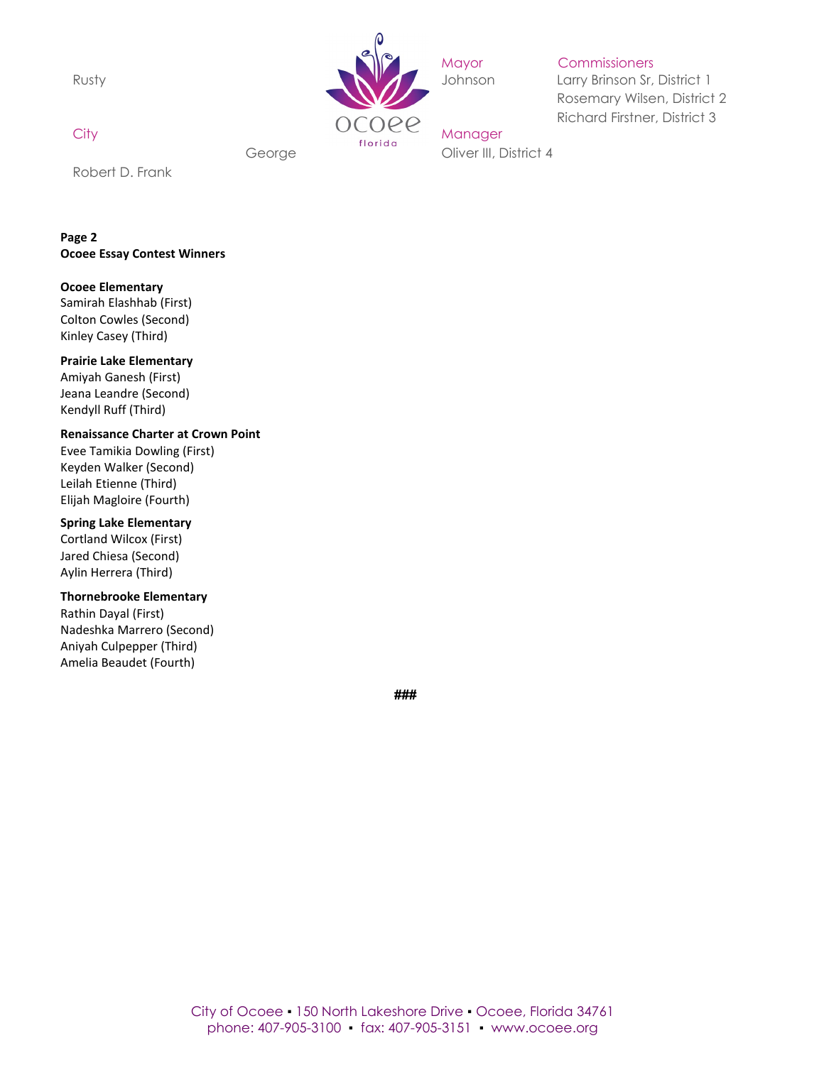Rusty Johnson — Mayor

Commissioners: Larry Brinson Sr, District 1; Rosemary Wilsen, District 2; Richard Firstner, District 3; George Oliver III, District 4

City Manager: Robert D. Frank

**Page 2**
**Ocoee Essay Contest Winners**

**Ocoee Elementary**
Samirah Elashhab (First)
Colton Cowles (Second)
Kinley Casey (Third)

**Prairie Lake Elementary**
Amiyah Ganesh (First)
Jeana Leandre (Second)
Kendyll Ruff (Third)

**Renaissance Charter at Crown Point**
Evee Tamikia Dowling (First)
Keyden Walker (Second)
Leilah Etienne (Third)
Elijah Magloire (Fourth)

**Spring Lake Elementary**
Cortland Wilcox (First)
Jared Chiesa (Second)
Aylin Herrera (Third)

**Thornebrooke Elementary**
Rathin Dayal (First)
Nadeshka Marrero (Second)
Aniyah Culpepper (Third)
Amelia Beaudet (Fourth)

**###**

City of Ocoee ▪ 150 North Lakeshore Drive ▪ Ocoee, Florida 34761
phone: 407-905-3100 ▪ fax: 407-905-3151 ▪ www.ocoee.org